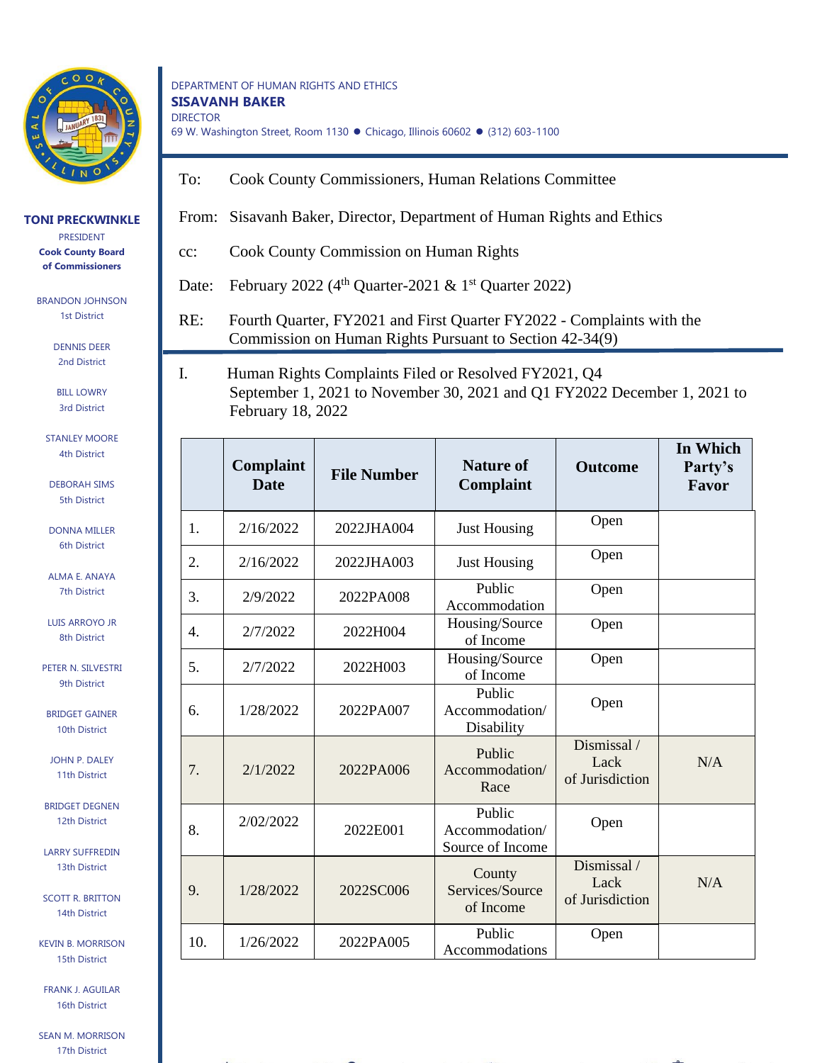DEPARTMENT OF HUMAN RIGHTS AND ETHICS
**SISAVANH BAKER**
DIRECTOR
69 W. Washington Street, Room 1130 ● Chicago, Illinois 60602 ● (312) 603-1100

**TONI PRECKWINKLE**
PRESIDENT
**Cook County Board of Commissioners**

BRANDON JOHNSON, 1st District
DENNIS DEER, 2nd District
BILL LOWRY, 3rd District
STANLEY MOORE, 4th District
DEBORAH SIMS, 5th District
DONNA MILLER, 6th District
ALMA E. ANAYA, 7th District
LUIS ARROYO JR, 8th District
PETER N. SILVESTRI, 9th District
BRIDGET GAINER, 10th District
JOHN P. DALEY, 11th District
BRIDGET DEGNEN, 12th District
LARRY SUFFREDIN, 13th District
SCOTT R. BRITTON, 14th District
KEVIN B. MORRISON, 15th District
FRANK J. AGUILAR, 16th District
SEAN M. MORRISON, 17th District

To: Cook County Commissioners, Human Relations Committee

From: Sisavanh Baker, Director, Department of Human Rights and Ethics

cc: Cook County Commission on Human Rights

Date: February 2022 (4th Quarter-2021 & 1st Quarter 2022)

RE: Fourth Quarter, FY2021 and First Quarter FY2022 - Complaints with the Commission on Human Rights Pursuant to Section 42-34(9)

I. Human Rights Complaints Filed or Resolved FY2021, Q4 September 1, 2021 to November 30, 2021 and Q1 FY2022 December 1, 2021 to February 18, 2022

| | Complaint Date | File Number | Nature of Complaint | Outcome | In Which Party's Favor |
|---|---|---|---|---|---|
| 1. | 2/16/2022 | 2022JHA004 | Just Housing | Open | |
| 2. | 2/16/2022 | 2022JHA003 | Just Housing | Open | |
| 3. | 2/9/2022 | 2022PA008 | Public Accommodation | Open | |
| 4. | 2/7/2022 | 2022H004 | Housing/Source of Income | Open | |
| 5. | 2/7/2022 | 2022H003 | Housing/Source of Income | Open | |
| 6. | 1/28/2022 | 2022PA007 | Public Accommodation/ Disability | Open | |
| 7. | 2/1/2022 | 2022PA006 | Public Accommodation/ Race | Dismissal / Lack of Jurisdiction | N/A |
| 8. | 2/02/2022 | 2022E001 | Public Accommodation/ Source of Income | Open | |
| 9. | 1/28/2022 | 2022SC006 | County Services/Source of Income | Dismissal / Lack of Jurisdiction | N/A |
| 10. | 1/26/2022 | 2022PA005 | Public Accommodations | Open | |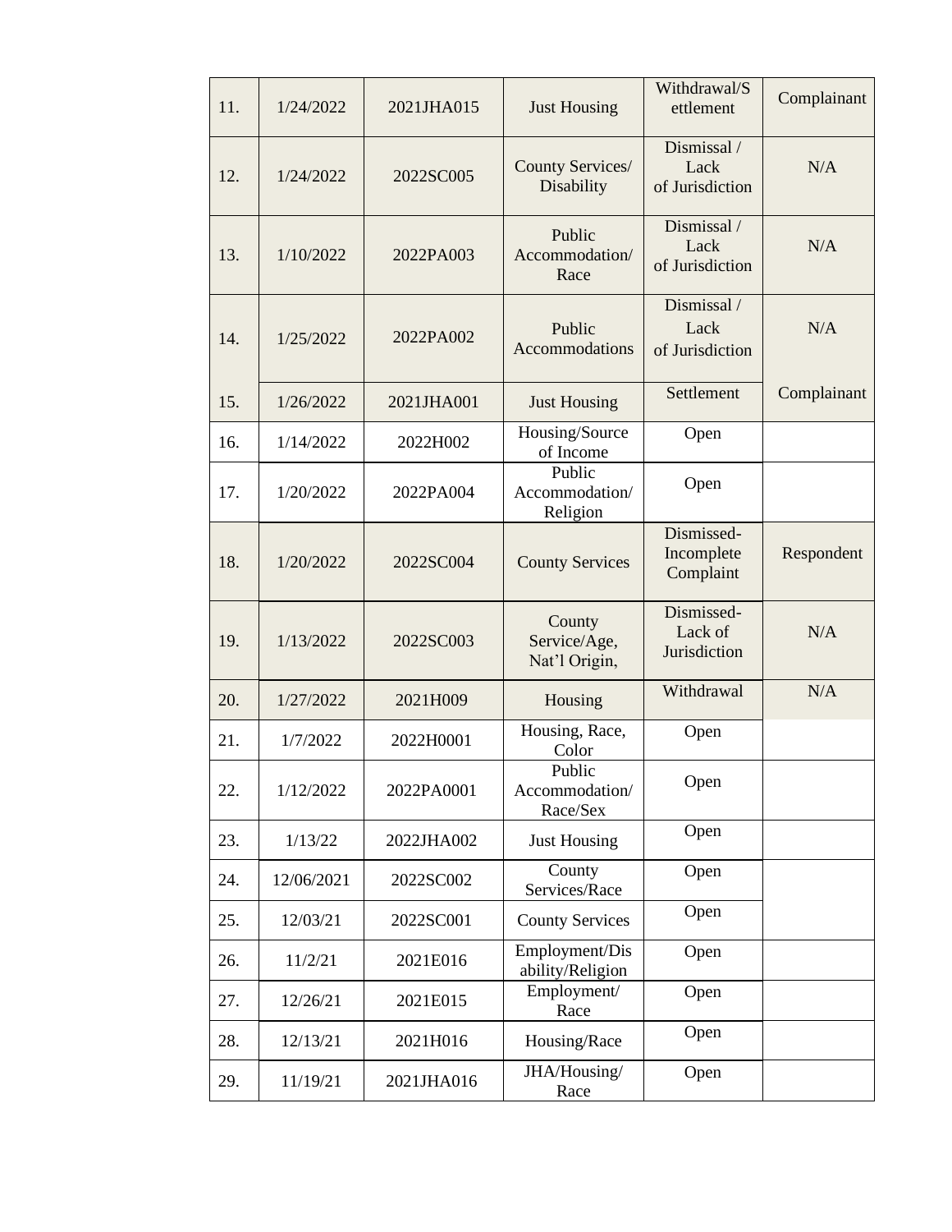| 11. | 1/24/2022 | 2021JHA015 | Just Housing | Withdrawal/Settlement | Complainant |
|---|---|---|---|---|---|
| 12. | 1/24/2022 | 2022SC005 | County Services/ Disability | Dismissal / Lack of Jurisdiction | N/A |
| 13. | 1/10/2022 | 2022PA003 | Public Accommodation/ Race | Dismissal / Lack of Jurisdiction | N/A |
| 14. | 1/25/2022 | 2022PA002 | Public Accommodations | Dismissal / Lack of Jurisdiction | N/A |
| 15. | 1/26/2022 | 2021JHA001 | Just Housing | Settlement | Complainant |
| 16. | 1/14/2022 | 2022H002 | Housing/Source of Income | Open | |
| 17. | 1/20/2022 | 2022PA004 | Public Accommodation/ Religion | Open | |
| 18. | 1/20/2022 | 2022SC004 | County Services | Dismissed-Incomplete Complaint | Respondent |
| 19. | 1/13/2022 | 2022SC003 | County Service/Age, Nat'l Origin, | Dismissed-Lack of Jurisdiction | N/A |
| 20. | 1/27/2022 | 2021H009 | Housing | Withdrawal | N/A |
| 21. | 1/7/2022 | 2022H0001 | Housing, Race, Color | Open | |
| 22. | 1/12/2022 | 2022PA0001 | Public Accommodation/ Race/Sex | Open | |
| 23. | 1/13/22 | 2022JHA002 | Just Housing | Open | |
| 24. | 12/06/2021 | 2022SC002 | County Services/Race | Open | |
| 25. | 12/03/21 | 2022SC001 | County Services | Open | |
| 26. | 11/2/21 | 2021E016 | Employment/Disability/Religion | Open | |
| 27. | 12/26/21 | 2021E015 | Employment/ Race | Open | |
| 28. | 12/13/21 | 2021H016 | Housing/Race | Open | |
| 29. | 11/19/21 | 2021JHA016 | JHA/Housing/ Race | Open | |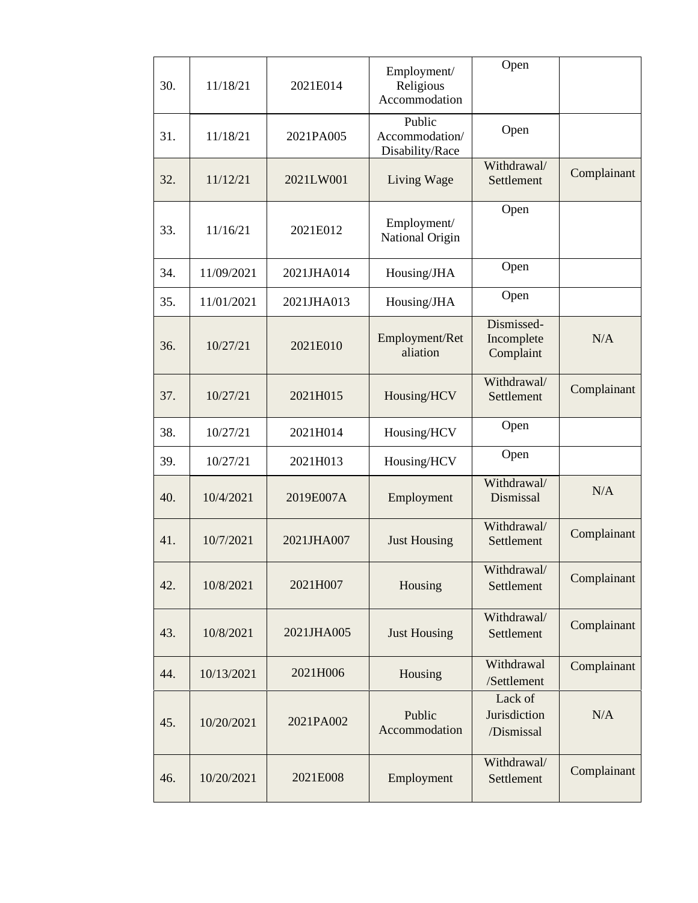| | | | | | |
|---|---|---|---|---|---|
| 30. | 11/18/21 | 2021E014 | Employment/ Religious Accommodation | Open | |
| 31. | 11/18/21 | 2021PA005 | Public Accommodation/ Disability/Race | Open | |
| 32. | 11/12/21 | 2021LW001 | Living Wage | Withdrawal/ Settlement | Complainant |
| 33. | 11/16/21 | 2021E012 | Employment/ National Origin | Open | |
| 34. | 11/09/2021 | 2021JHA014 | Housing/JHA | Open | |
| 35. | 11/01/2021 | 2021JHA013 | Housing/JHA | Open | |
| 36. | 10/27/21 | 2021E010 | Employment/Retaliation | Dismissed- Incomplete Complaint | N/A |
| 37. | 10/27/21 | 2021H015 | Housing/HCV | Withdrawal/ Settlement | Complainant |
| 38. | 10/27/21 | 2021H014 | Housing/HCV | Open | |
| 39. | 10/27/21 | 2021H013 | Housing/HCV | Open | |
| 40. | 10/4/2021 | 2019E007A | Employment | Withdrawal/ Dismissal | N/A |
| 41. | 10/7/2021 | 2021JHA007 | Just Housing | Withdrawal/ Settlement | Complainant |
| 42. | 10/8/2021 | 2021H007 | Housing | Withdrawal/ Settlement | Complainant |
| 43. | 10/8/2021 | 2021JHA005 | Just Housing | Withdrawal/ Settlement | Complainant |
| 44. | 10/13/2021 | 2021H006 | Housing | Withdrawal /Settlement | Complainant |
| 45. | 10/20/2021 | 2021PA002 | Public Accommodation | Lack of Jurisdiction /Dismissal | N/A |
| 46. | 10/20/2021 | 2021E008 | Employment | Withdrawal/ Settlement | Complainant |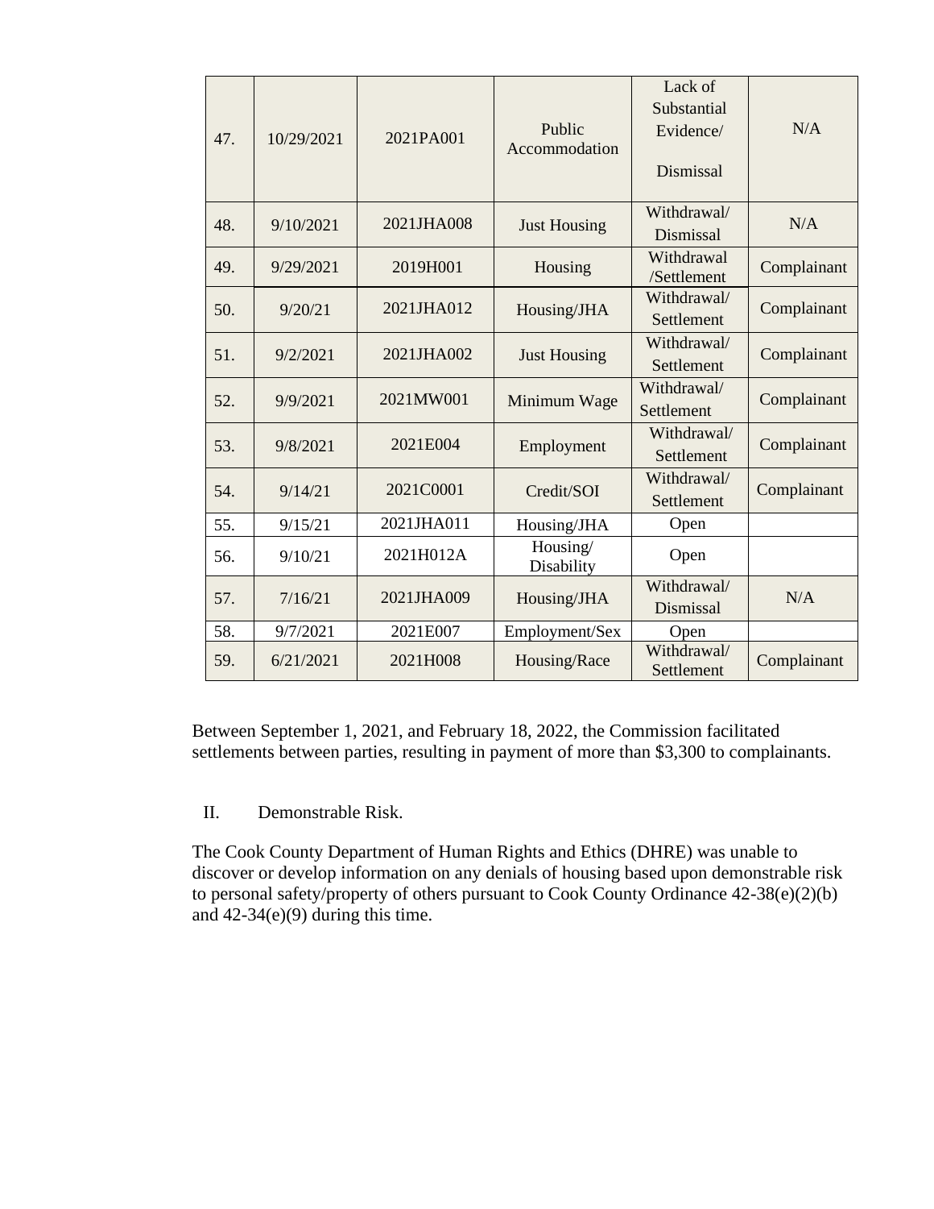| | | | | | |
|---|---|---|---|---|---|
| 47. | 10/29/2021 | 2021PA001 | Public Accommodation | Lack of Substantial Evidence/ Dismissal | N/A |
| 48. | 9/10/2021 | 2021JHA008 | Just Housing | Withdrawal/ Dismissal | N/A |
| 49. | 9/29/2021 | 2019H001 | Housing | Withdrawal /Settlement | Complainant |
| 50. | 9/20/21 | 2021JHA012 | Housing/JHA | Withdrawal/ Settlement | Complainant |
| 51. | 9/2/2021 | 2021JHA002 | Just Housing | Withdrawal/ Settlement | Complainant |
| 52. | 9/9/2021 | 2021MW001 | Minimum Wage | Withdrawal/ Settlement | Complainant |
| 53. | 9/8/2021 | 2021E004 | Employment | Withdrawal/ Settlement | Complainant |
| 54. | 9/14/21 | 2021C0001 | Credit/SOI | Withdrawal/ Settlement | Complainant |
| 55. | 9/15/21 | 2021JHA011 | Housing/JHA | Open | |
| 56. | 9/10/21 | 2021H012A | Housing/ Disability | Open | |
| 57. | 7/16/21 | 2021JHA009 | Housing/JHA | Withdrawal/ Dismissal | N/A |
| 58. | 9/7/2021 | 2021E007 | Employment/Sex | Open | |
| 59. | 6/21/2021 | 2021H008 | Housing/Race | Withdrawal/ Settlement | Complainant |

Between September 1, 2021, and February 18, 2022, the Commission facilitated settlements between parties, resulting in payment of more than $3,300 to complainants.

## II. Demonstrable Risk.

The Cook County Department of Human Rights and Ethics (DHRE) was unable to discover or develop information on any denials of housing based upon demonstrable risk to personal safety/property of others pursuant to Cook County Ordinance 42-38(e)(2)(b) and 42-34(e)(9) during this time.